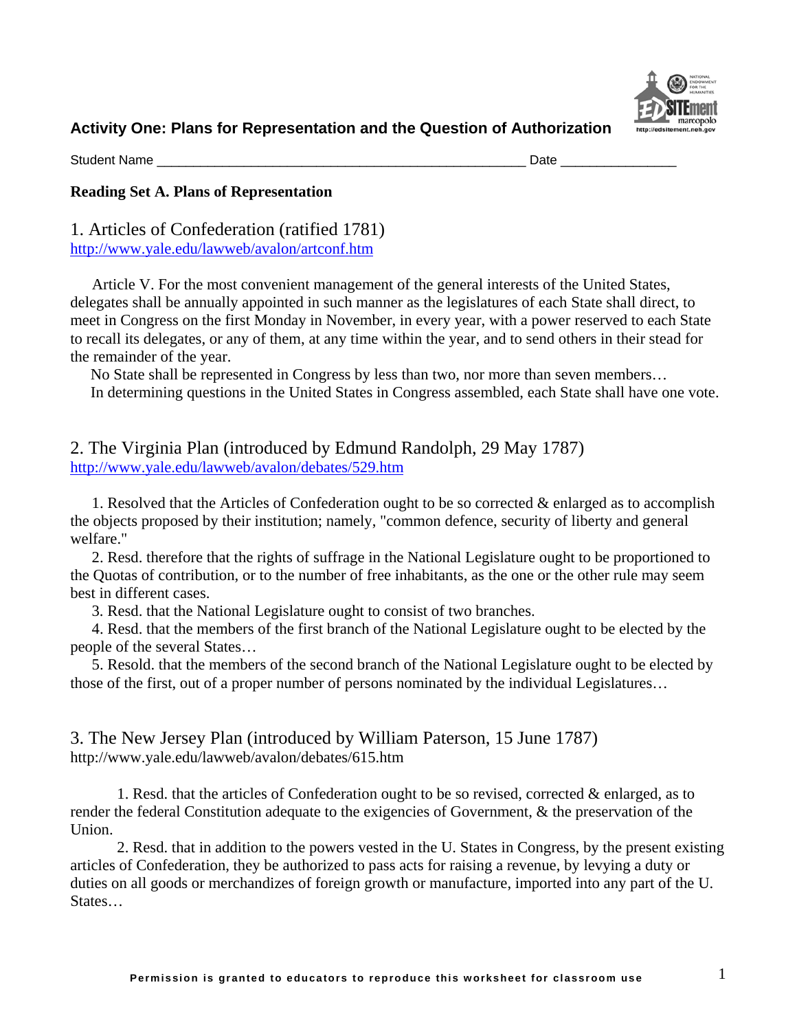## Activity One: Plans for Representation and the Question of Authorization

Student Name ___________________________________________________ Date ________________

### Reading Set A. Plans of Representation

### 1. Articles of Confederation (ratified 1781)

http://www.yale.edu/lawweb/avalon/artconf.htm

Article V. For the most convenient management of the general interests of the United States, delegates shall be annually appointed in such manner as the legislatures of each State shall direct, to meet in Congress on the first Monday in November, in every year, with a power reserved to each State to recall its delegates, or any of them, at any time within the year, and to send others in their stead for the remainder of the year.

No State shall be represented in Congress by less than two, nor more than seven members…

In determining questions in the United States in Congress assembled, each State shall have one vote.

### 2. The Virginia Plan (introduced by Edmund Randolph, 29 May 1787)

http://www.yale.edu/lawweb/avalon/debates/529.htm

1. Resolved that the Articles of Confederation ought to be so corrected & enlarged as to accomplish the objects proposed by their institution; namely, "common defence, security of liberty and general welfare."

2. Resd. therefore that the rights of suffrage in the National Legislature ought to be proportioned to the Quotas of contribution, or to the number of free inhabitants, as the one or the other rule may seem best in different cases.

3. Resd. that the National Legislature ought to consist of two branches.

4. Resd. that the members of the first branch of the National Legislature ought to be elected by the people of the several States…

5. Resold. that the members of the second branch of the National Legislature ought to be elected by those of the first, out of a proper number of persons nominated by the individual Legislatures…

### 3. The New Jersey Plan (introduced by William Paterson, 15 June 1787)

http://www.yale.edu/lawweb/avalon/debates/615.htm

1. Resd. that the articles of Confederation ought to be so revised, corrected & enlarged, as to render the federal Constitution adequate to the exigencies of Government, & the preservation of the Union.

2. Resd. that in addition to the powers vested in the U. States in Congress, by the present existing articles of Confederation, they be authorized to pass acts for raising a revenue, by levying a duty or duties on all goods or merchandizes of foreign growth or manufacture, imported into any part of the U. States…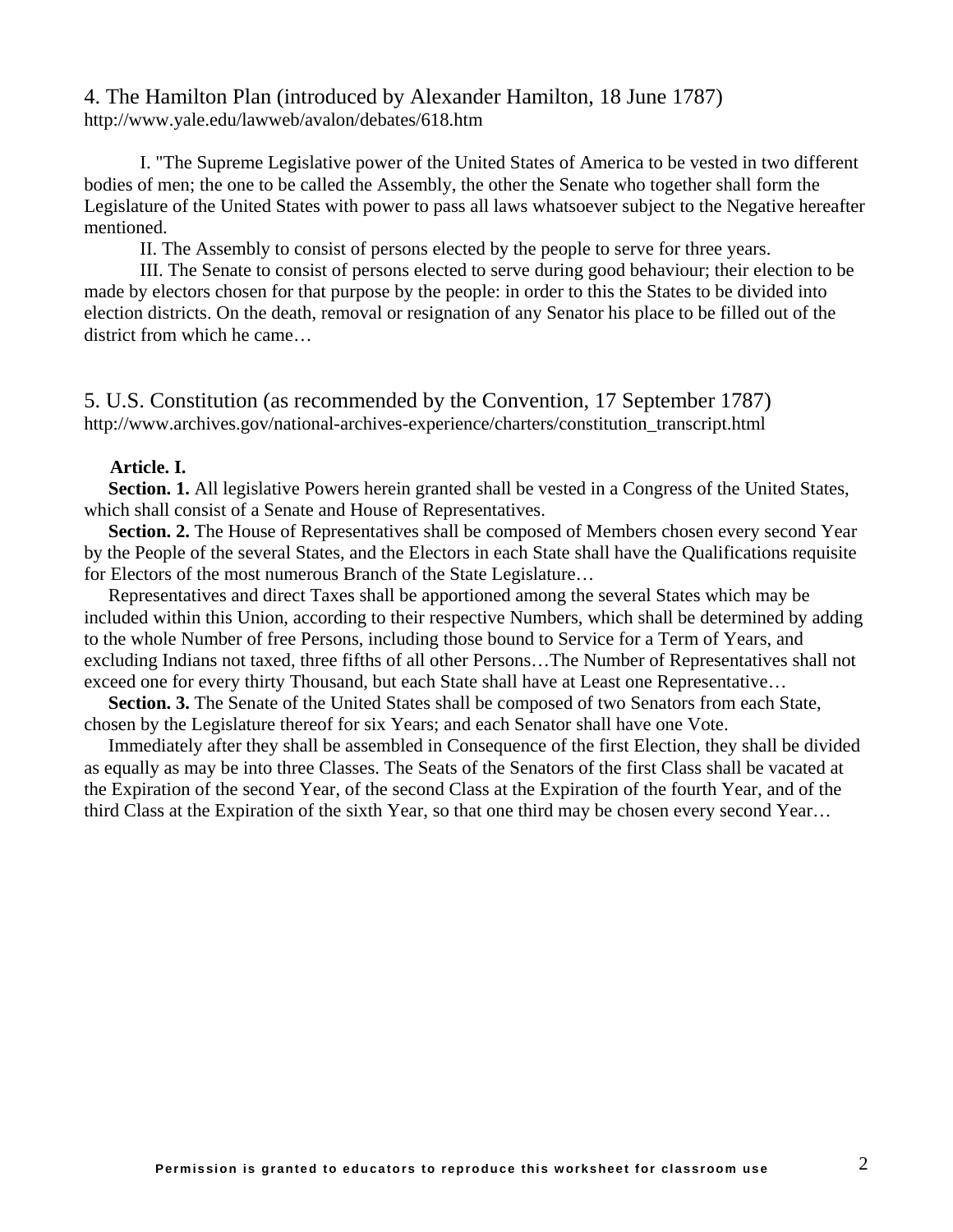## 4. The Hamilton Plan (introduced by Alexander Hamilton, 18 June 1787)

http://www.yale.edu/lawweb/avalon/debates/618.htm

I. "The Supreme Legislative power of the United States of America to be vested in two different bodies of men; the one to be called the Assembly, the other the Senate who together shall form the Legislature of the United States with power to pass all laws whatsoever subject to the Negative hereafter mentioned.

II. The Assembly to consist of persons elected by the people to serve for three years.

III. The Senate to consist of persons elected to serve during good behaviour; their election to be made by electors chosen for that purpose by the people: in order to this the States to be divided into election districts. On the death, removal or resignation of any Senator his place to be filled out of the district from which he came…

## 5. U.S. Constitution (as recommended by the Convention, 17 September 1787)

http://www.archives.gov/national-archives-experience/charters/constitution_transcript.html

**Article. I.**

**Section. 1.** All legislative Powers herein granted shall be vested in a Congress of the United States, which shall consist of a Senate and House of Representatives.

**Section. 2.** The House of Representatives shall be composed of Members chosen every second Year by the People of the several States, and the Electors in each State shall have the Qualifications requisite for Electors of the most numerous Branch of the State Legislature…

Representatives and direct Taxes shall be apportioned among the several States which may be included within this Union, according to their respective Numbers, which shall be determined by adding to the whole Number of free Persons, including those bound to Service for a Term of Years, and excluding Indians not taxed, three fifths of all other Persons…The Number of Representatives shall not exceed one for every thirty Thousand, but each State shall have at Least one Representative…

**Section. 3.** The Senate of the United States shall be composed of two Senators from each State, chosen by the Legislature thereof for six Years; and each Senator shall have one Vote.

Immediately after they shall be assembled in Consequence of the first Election, they shall be divided as equally as may be into three Classes. The Seats of the Senators of the first Class shall be vacated at the Expiration of the second Year, of the second Class at the Expiration of the fourth Year, and of the third Class at the Expiration of the sixth Year, so that one third may be chosen every second Year…

**Permission is granted to educators to reproduce this worksheet for classroom use**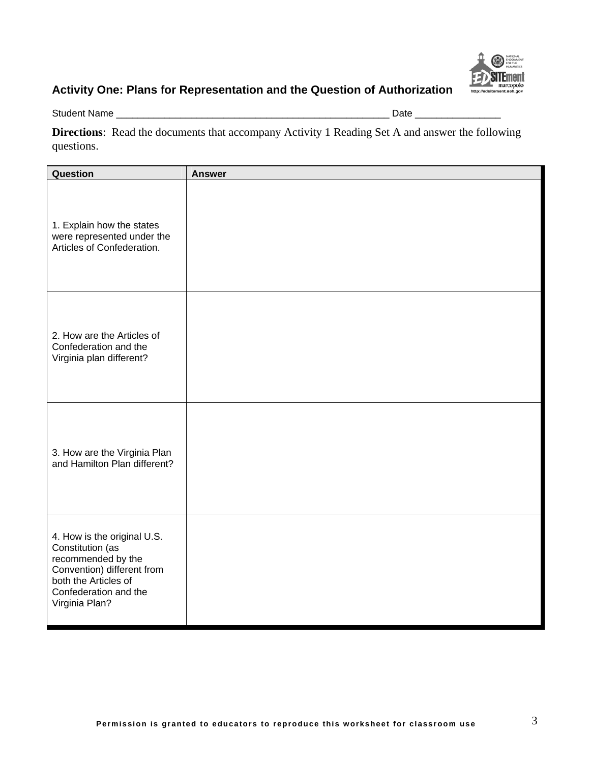## Activity One: Plans for Representation and the Question of Authorization

Student Name ____________________________________________________ Date ________________

**Directions**: Read the documents that accompany Activity 1 Reading Set A and answer the following questions.

| Question | Answer |
|---|---|
| 1. Explain how the states were represented under the Articles of Confederation. | |
| 2. How are the Articles of Confederation and the Virginia plan different? | |
| 3. How are the Virginia Plan and Hamilton Plan different? | |
| 4. How is the original U.S. Constitution (as recommended by the Convention) different from both the Articles of Confederation and the Virginia Plan? | |

Permission is granted to educators to reproduce this worksheet for classroom use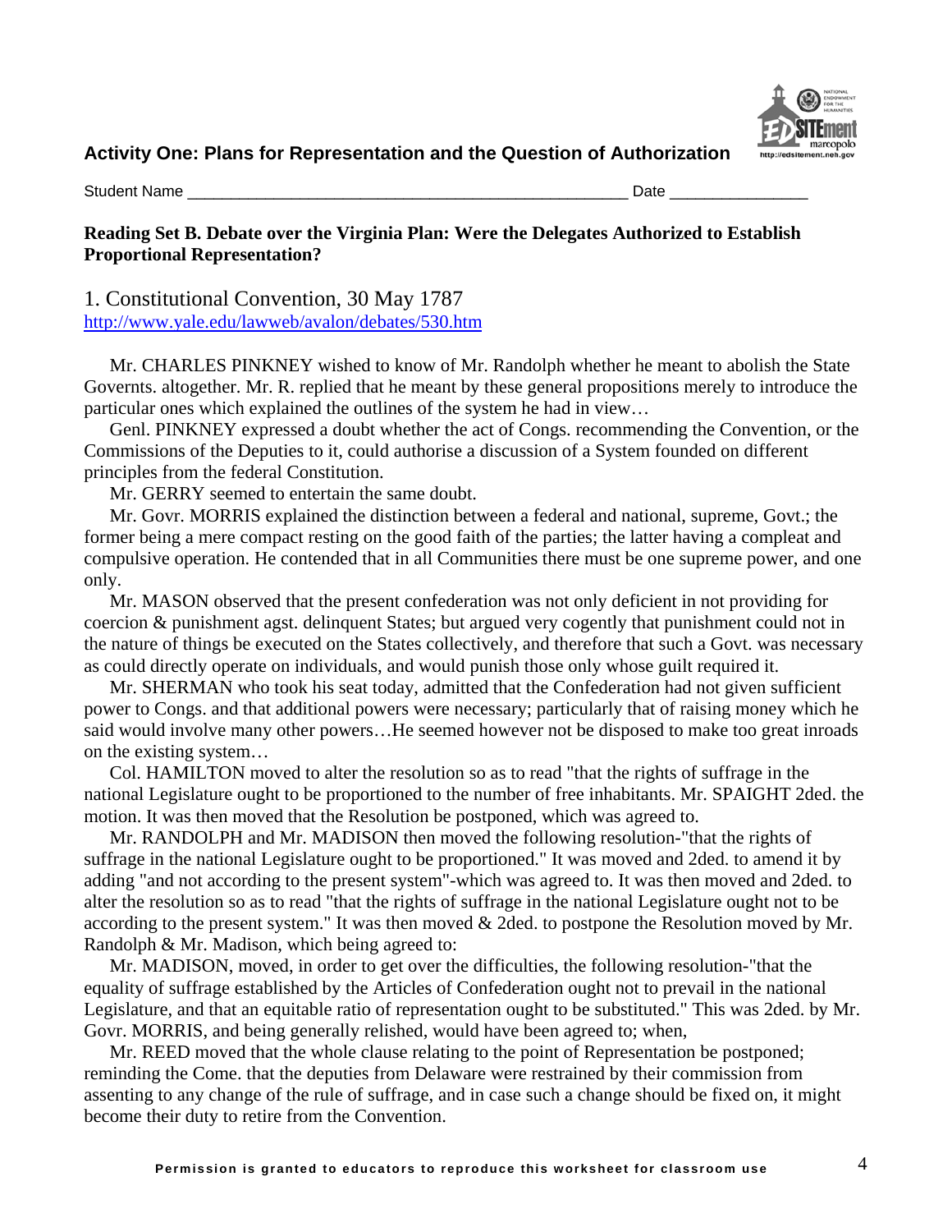## Activity One: Plans for Representation and the Question of Authorization

Student Name _______________________________________________ Date _______________

**Reading Set B. Debate over the Virginia Plan: Were the Delegates Authorized to Establish Proportional Representation?**

1. Constitutional Convention, 30 May 1787
http://www.yale.edu/lawweb/avalon/debates/530.htm

Mr. CHARLES PINKNEY wished to know of Mr. Randolph whether he meant to abolish the State Governts. altogether. Mr. R. replied that he meant by these general propositions merely to introduce the particular ones which explained the outlines of the system he had in view…

Genl. PINKNEY expressed a doubt whether the act of Congs. recommending the Convention, or the Commissions of the Deputies to it, could authorise a discussion of a System founded on different principles from the federal Constitution.

Mr. GERRY seemed to entertain the same doubt.

Mr. Govr. MORRIS explained the distinction between a federal and national, supreme, Govt.; the former being a mere compact resting on the good faith of the parties; the latter having a compleat and compulsive operation. He contended that in all Communities there must be one supreme power, and one only.

Mr. MASON observed that the present confederation was not only deficient in not providing for coercion & punishment agst. delinquent States; but argued very cogently that punishment could not in the nature of things be executed on the States collectively, and therefore that such a Govt. was necessary as could directly operate on individuals, and would punish those only whose guilt required it.

Mr. SHERMAN who took his seat today, admitted that the Confederation had not given sufficient power to Congs. and that additional powers were necessary; particularly that of raising money which he said would involve many other powers…He seemed however not be disposed to make too great inroads on the existing system…

Col. HAMILTON moved to alter the resolution so as to read "that the rights of suffrage in the national Legislature ought to be proportioned to the number of free inhabitants. Mr. SPAIGHT 2ded. the motion. It was then moved that the Resolution be postponed, which was agreed to.

Mr. RANDOLPH and Mr. MADISON then moved the following resolution-"that the rights of suffrage in the national Legislature ought to be proportioned." It was moved and 2ded. to amend it by adding "and not according to the present system"-which was agreed to. It was then moved and 2ded. to alter the resolution so as to read "that the rights of suffrage in the national Legislature ought not to be according to the present system." It was then moved & 2ded. to postpone the Resolution moved by Mr. Randolph & Mr. Madison, which being agreed to:

Mr. MADISON, moved, in order to get over the difficulties, the following resolution-"that the equality of suffrage established by the Articles of Confederation ought not to prevail in the national Legislature, and that an equitable ratio of representation ought to be substituted." This was 2ded. by Mr. Govr. MORRIS, and being generally relished, would have been agreed to; when,

Mr. REED moved that the whole clause relating to the point of Representation be postponed; reminding the Come. that the deputies from Delaware were restrained by their commission from assenting to any change of the rule of suffrage, and in case such a change should be fixed on, it might become their duty to retire from the Convention.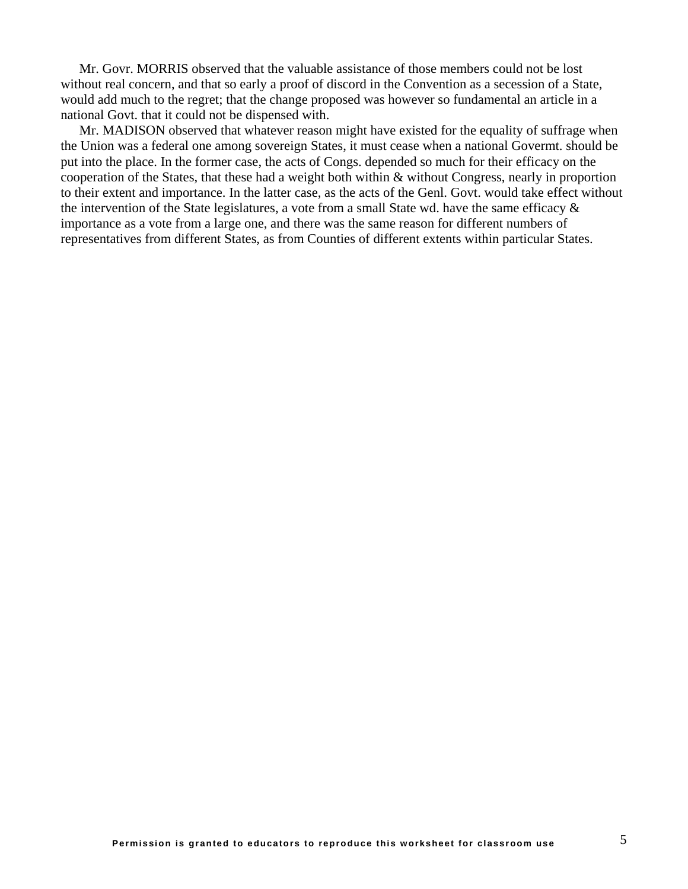Mr. Govr. MORRIS observed that the valuable assistance of those members could not be lost without real concern, and that so early a proof of discord in the Convention as a secession of a State, would add much to the regret; that the change proposed was however so fundamental an article in a national Govt. that it could not be dispensed with.

Mr. MADISON observed that whatever reason might have existed for the equality of suffrage when the Union was a federal one among sovereign States, it must cease when a national Govermt. should be put into the place. In the former case, the acts of Congs. depended so much for their efficacy on the cooperation of the States, that these had a weight both within & without Congress, nearly in proportion to their extent and importance. In the latter case, as the acts of the Genl. Govt. would take effect without the intervention of the State legislatures, a vote from a small State wd. have the same efficacy & importance as a vote from a large one, and there was the same reason for different numbers of representatives from different States, as from Counties of different extents within particular States.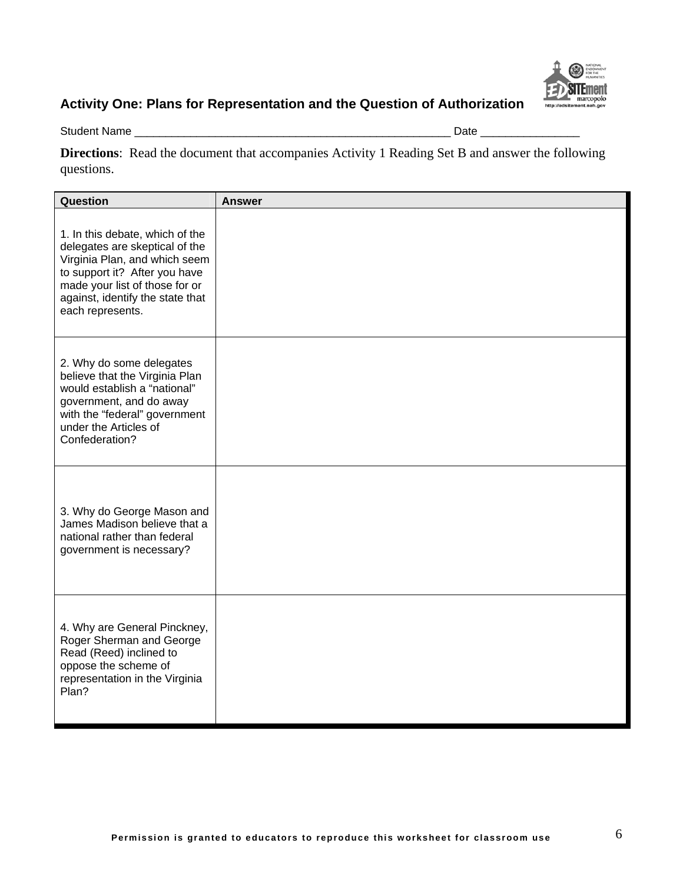### Activity One: Plans for Representation and the Question of Authorization

Student Name ___________________________________________________ Date ________________

**Directions**: Read the document that accompanies Activity 1 Reading Set B and answer the following questions.

| Question | Answer |
|---|---|
| 1. In this debate, which of the delegates are skeptical of the Virginia Plan, and which seem to support it? After you have made your list of those for or against, identify the state that each represents. | |
| 2. Why do some delegates believe that the Virginia Plan would establish a "national" government, and do away with the "federal" government under the Articles of Confederation? | |
| 3. Why do George Mason and James Madison believe that a national rather than federal government is necessary? | |
| 4. Why are General Pinckney, Roger Sherman and George Read (Reed) inclined to oppose the scheme of representation in the Virginia Plan? | |

**Permission is granted to educators to reproduce this worksheet for classroom use**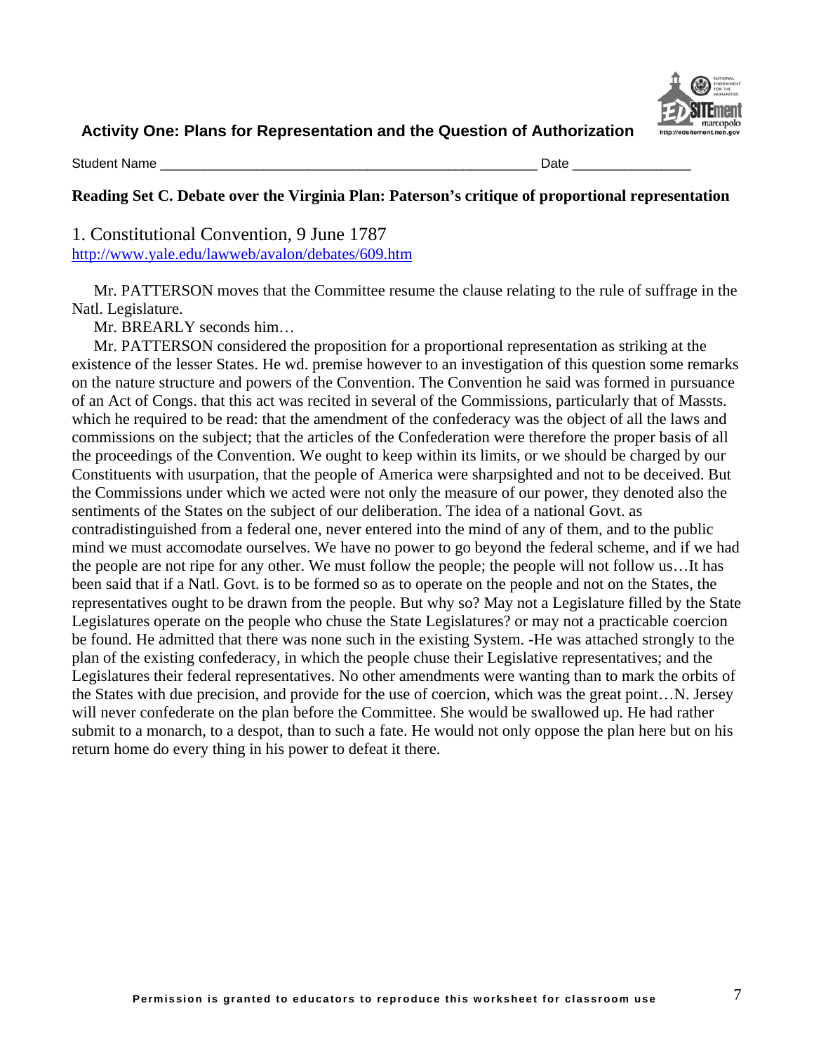## Activity One: Plans for Representation and the Question of Authorization

Student Name ___________________________________________________ Date ________________

### Reading Set C. Debate over the Virginia Plan: Paterson's critique of proportional representation

1. Constitutional Convention, 9 June 1787
http://www.yale.edu/lawweb/avalon/debates/609.htm

Mr. PATTERSON moves that the Committee resume the clause relating to the rule of suffrage in the Natl. Legislature.

Mr. BREARLY seconds him…

Mr. PATTERSON considered the proposition for a proportional representation as striking at the existence of the lesser States. He wd. premise however to an investigation of this question some remarks on the nature structure and powers of the Convention. The Convention he said was formed in pursuance of an Act of Congs. that this act was recited in several of the Commissions, particularly that of Massts. which he required to be read: that the amendment of the confederacy was the object of all the laws and commissions on the subject; that the articles of the Confederation were therefore the proper basis of all the proceedings of the Convention. We ought to keep within its limits, or we should be charged by our Constituents with usurpation, that the people of America were sharpsighted and not to be deceived. But the Commissions under which we acted were not only the measure of our power, they denoted also the sentiments of the States on the subject of our deliberation. The idea of a national Govt. as contradistinguished from a federal one, never entered into the mind of any of them, and to the public mind we must accomodate ourselves. We have no power to go beyond the federal scheme, and if we had the people are not ripe for any other. We must follow the people; the people will not follow us…It has been said that if a Natl. Govt. is to be formed so as to operate on the people and not on the States, the representatives ought to be drawn from the people. But why so? May not a Legislature filled by the State Legislatures operate on the people who chuse the State Legislatures? or may not a practicable coercion be found. He admitted that there was none such in the existing System. -He was attached strongly to the plan of the existing confederacy, in which the people chuse their Legislative representatives; and the Legislatures their federal representatives. No other amendments were wanting than to mark the orbits of the States with due precision, and provide for the use of coercion, which was the great point…N. Jersey will never confederate on the plan before the Committee. She would be swallowed up. He had rather submit to a monarch, to a despot, than to such a fate. He would not only oppose the plan here but on his return home do every thing in his power to defeat it there.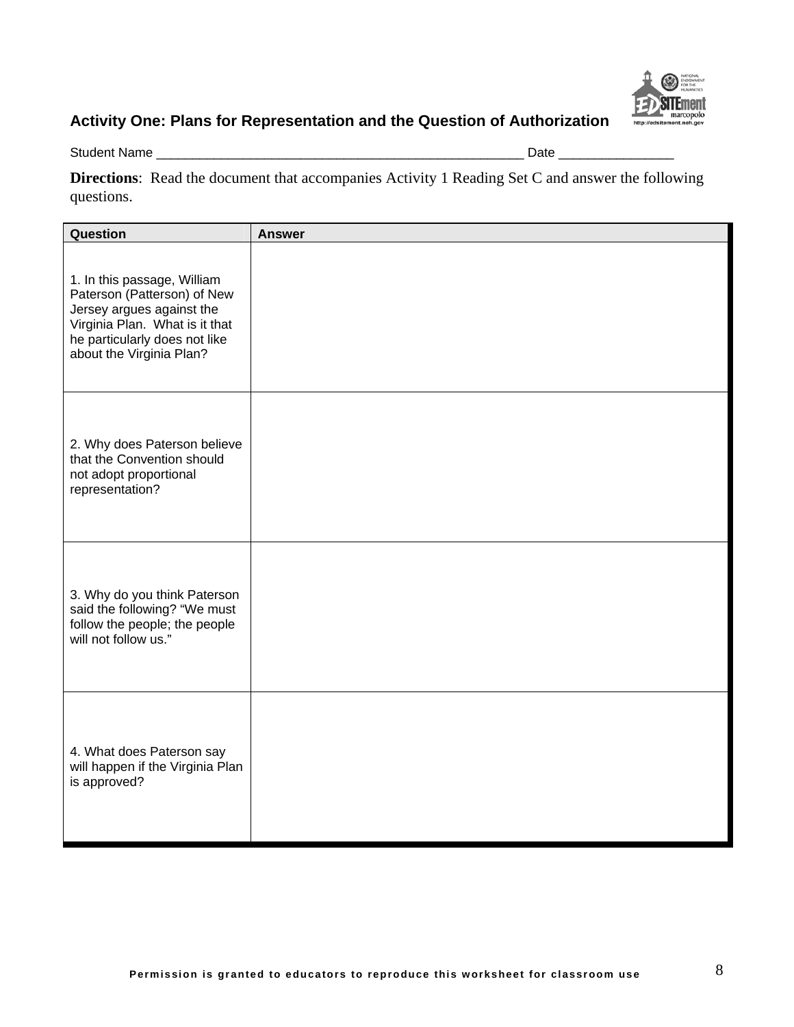## Activity One: Plans for Representation and the Question of Authorization

Student Name ____________________________________________________ Date ________________

**Directions**: Read the document that accompanies Activity 1 Reading Set C and answer the following questions.

| Question | Answer |
|---|---|
| 1. In this passage, William Paterson (Patterson) of New Jersey argues against the Virginia Plan. What is it that he particularly does not like about the Virginia Plan? | |
| 2. Why does Paterson believe that the Convention should not adopt proportional representation? | |
| 3. Why do you think Paterson said the following? "We must follow the people; the people will not follow us." | |
| 4. What does Paterson say will happen if the Virginia Plan is approved? | |

Permission is granted to educators to reproduce this worksheet for classroom use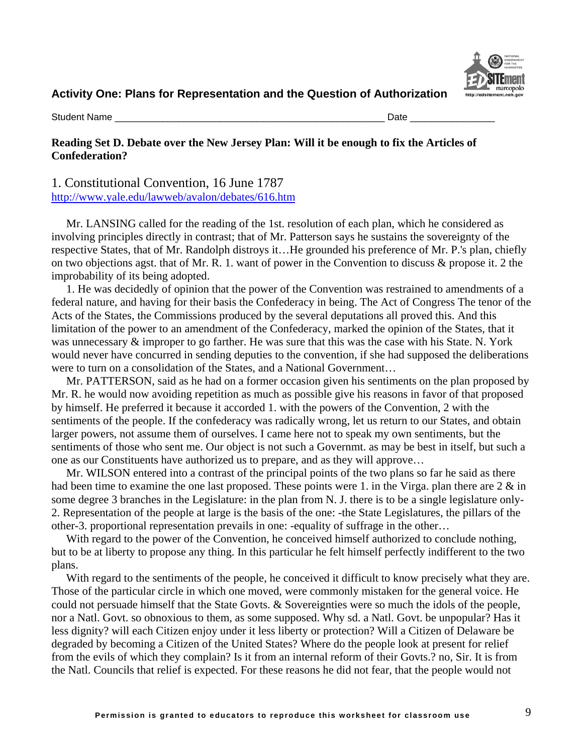## Activity One: Plans for Representation and the Question of Authorization

Student Name ____________________________________________________ Date ________________

**Reading Set D. Debate over the New Jersey Plan: Will it be enough to fix the Articles of Confederation?**

### 1. Constitutional Convention, 16 June 1787

http://www.yale.edu/lawweb/avalon/debates/616.htm

Mr. LANSING called for the reading of the 1st. resolution of each plan, which he considered as involving principles directly in contrast; that of Mr. Patterson says he sustains the sovereignty of the respective States, that of Mr. Randolph distroys it…He grounded his preference of Mr. P.'s plan, chiefly on two objections agst. that of Mr. R. 1. want of power in the Convention to discuss & propose it. 2 the improbability of its being adopted.

1. He was decidedly of opinion that the power of the Convention was restrained to amendments of a federal nature, and having for their basis the Confederacy in being. The Act of Congress The tenor of the Acts of the States, the Commissions produced by the several deputations all proved this. And this limitation of the power to an amendment of the Confederacy, marked the opinion of the States, that it was unnecessary & improper to go farther. He was sure that this was the case with his State. N. York would never have concurred in sending deputies to the convention, if she had supposed the deliberations were to turn on a consolidation of the States, and a National Government…

Mr. PATTERSON, said as he had on a former occasion given his sentiments on the plan proposed by Mr. R. he would now avoiding repetition as much as possible give his reasons in favor of that proposed by himself. He preferred it because it accorded 1. with the powers of the Convention, 2 with the sentiments of the people. If the confederacy was radically wrong, let us return to our States, and obtain larger powers, not assume them of ourselves. I came here not to speak my own sentiments, but the sentiments of those who sent me. Our object is not such a Governmt. as may be best in itself, but such a one as our Constituents have authorized us to prepare, and as they will approve…

Mr. WILSON entered into a contrast of the principal points of the two plans so far he said as there had been time to examine the one last proposed. These points were 1. in the Virga. plan there are 2 & in some degree 3 branches in the Legislature: in the plan from N. J. there is to be a single legislature only- 2. Representation of the people at large is the basis of the one: -the State Legislatures, the pillars of the other-3. proportional representation prevails in one: -equality of suffrage in the other…

With regard to the power of the Convention, he conceived himself authorized to conclude nothing, but to be at liberty to propose any thing. In this particular he felt himself perfectly indifferent to the two plans.

With regard to the sentiments of the people, he conceived it difficult to know precisely what they are. Those of the particular circle in which one moved, were commonly mistaken for the general voice. He could not persuade himself that the State Govts. & Sovereignties were so much the idols of the people, nor a Natl. Govt. so obnoxious to them, as some supposed. Why sd. a Natl. Govt. be unpopular? Has it less dignity? will each Citizen enjoy under it less liberty or protection? Will a Citizen of Delaware be degraded by becoming a Citizen of the United States? Where do the people look at present for relief from the evils of which they complain? Is it from an internal reform of their Govts.? no, Sir. It is from the Natl. Councils that relief is expected. For these reasons he did not fear, that the people would not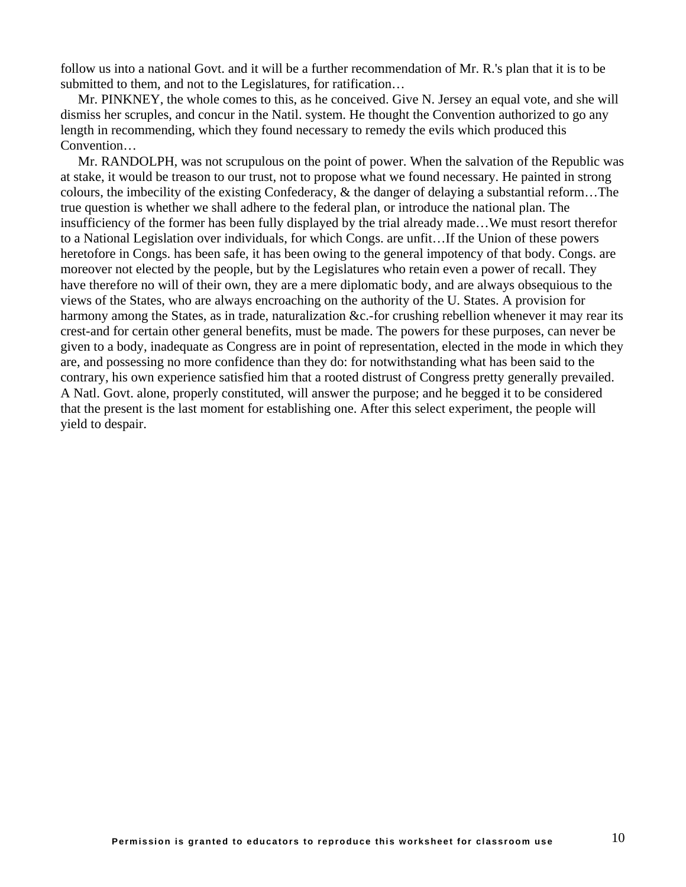follow us into a national Govt. and it will be a further recommendation of Mr. R.'s plan that it is to be submitted to them, and not to the Legislatures, for ratification…

Mr. PINKNEY, the whole comes to this, as he conceived. Give N. Jersey an equal vote, and she will dismiss her scruples, and concur in the Natil. system. He thought the Convention authorized to go any length in recommending, which they found necessary to remedy the evils which produced this Convention…

Mr. RANDOLPH, was not scrupulous on the point of power. When the salvation of the Republic was at stake, it would be treason to our trust, not to propose what we found necessary. He painted in strong colours, the imbecility of the existing Confederacy, & the danger of delaying a substantial reform…The true question is whether we shall adhere to the federal plan, or introduce the national plan. The insufficiency of the former has been fully displayed by the trial already made…We must resort therefor to a National Legislation over individuals, for which Congs. are unfit…If the Union of these powers heretofore in Congs. has been safe, it has been owing to the general impotency of that body. Congs. are moreover not elected by the people, but by the Legislatures who retain even a power of recall. They have therefore no will of their own, they are a mere diplomatic body, and are always obsequious to the views of the States, who are always encroaching on the authority of the U. States. A provision for harmony among the States, as in trade, naturalization &c.-for crushing rebellion whenever it may rear its crest-and for certain other general benefits, must be made. The powers for these purposes, can never be given to a body, inadequate as Congress are in point of representation, elected in the mode in which they are, and possessing no more confidence than they do: for notwithstanding what has been said to the contrary, his own experience satisfied him that a rooted distrust of Congress pretty generally prevailed. A Natl. Govt. alone, properly constituted, will answer the purpose; and he begged it to be considered that the present is the last moment for establishing one. After this select experiment, the people will yield to despair.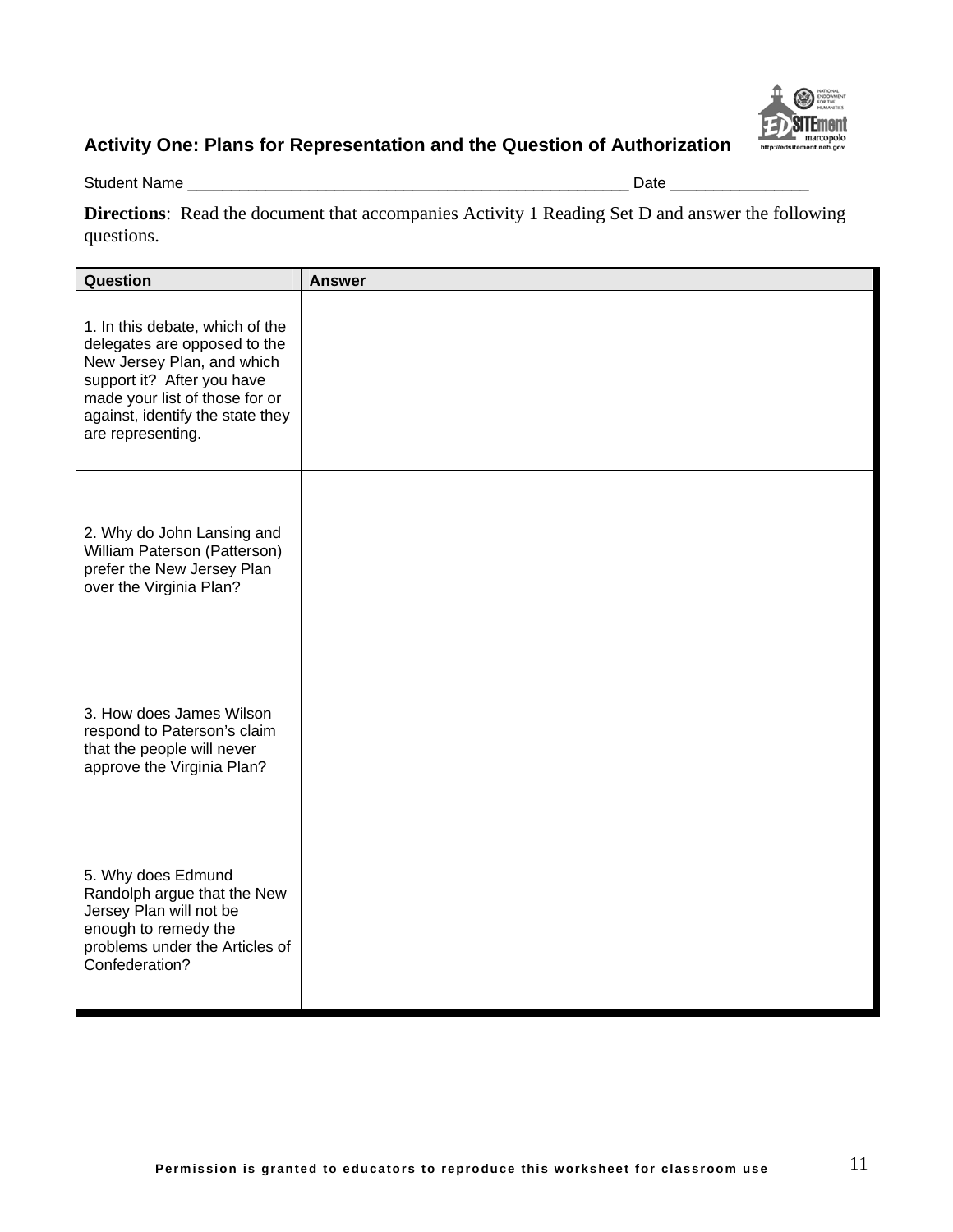### Activity One: Plans for Representation and the Question of Authorization

Student Name \_\_\_\_\_\_\_\_\_\_\_\_\_\_\_\_\_\_\_\_\_\_\_\_\_\_\_\_\_\_\_\_\_\_\_\_\_\_\_\_\_\_\_\_\_\_\_\_\_\_\_\_ Date \_\_\_\_\_\_\_\_\_\_\_\_\_\_\_\_\_

**Directions**: Read the document that accompanies Activity 1 Reading Set D and answer the following questions.

| Question | Answer |
|---|---|
| 1. In this debate, which of the delegates are opposed to the New Jersey Plan, and which support it? After you have made your list of those for or against, identify the state they are representing. | |
| 2. Why do John Lansing and William Paterson (Patterson) prefer the New Jersey Plan over the Virginia Plan? | |
| 3. How does James Wilson respond to Paterson's claim that the people will never approve the Virginia Plan? | |
| 5. Why does Edmund Randolph argue that the New Jersey Plan will not be enough to remedy the problems under the Articles of Confederation? | |

Permission is granted to educators to reproduce this worksheet for classroom use